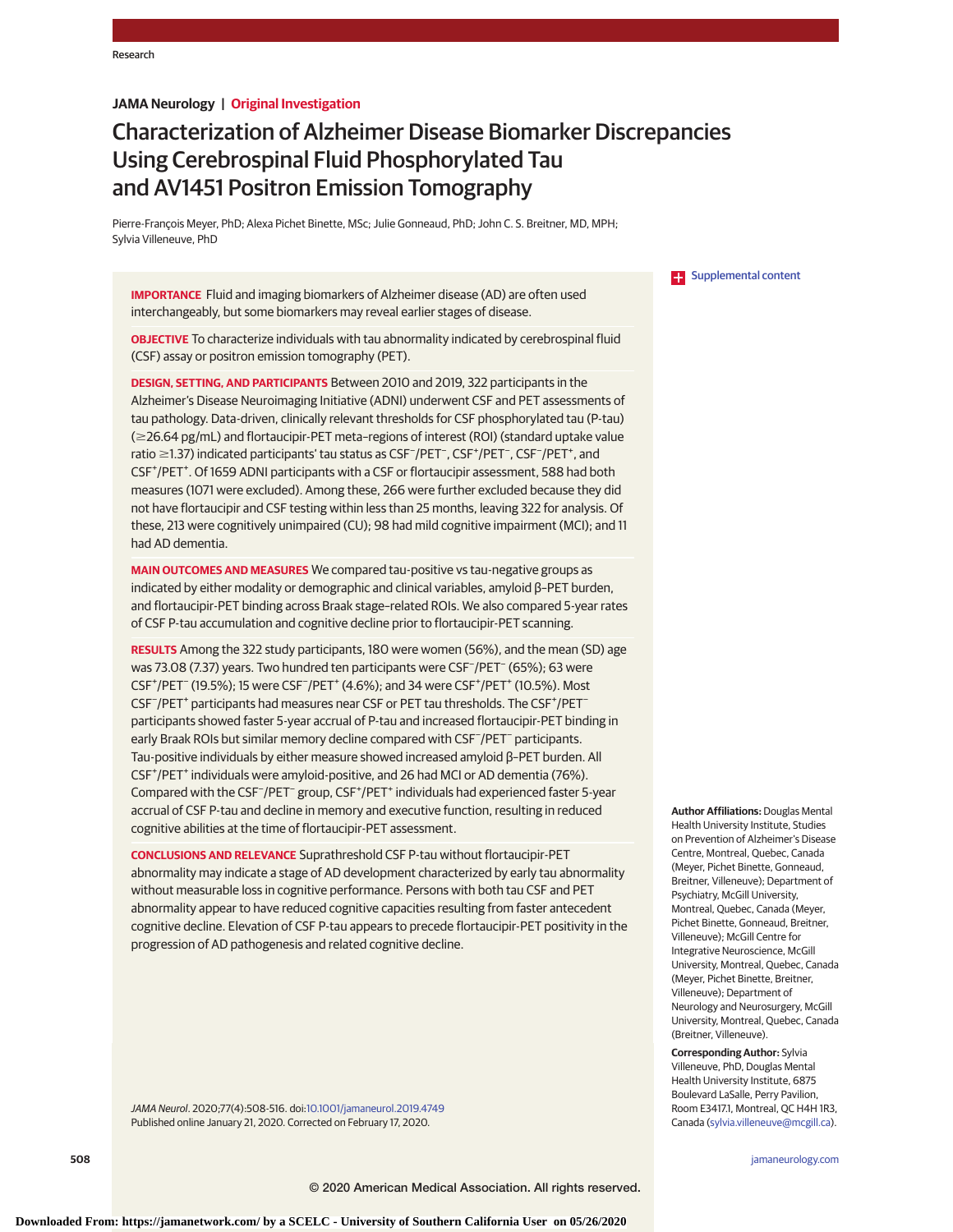Research

**JAMA Neurology | Original Investigation**

# Characterization of Alzheimer Disease Biomarker Discrepancies Using Cerebrospinal Fluid Phosphorylated Tau and AV1451 Positron Emission Tomography

Pierre-François Meyer, PhD; Alexa Pichet Binette, MSc; Julie Gonneaud, PhD; John C. S. Breitner, MD, MPH; Sylvia Villeneuve, PhD

**IMPORTANCE** Fluid and imaging biomarkers of Alzheimer disease (AD) are often used interchangeably, but some biomarkers may reveal earlier stages of disease.

**OBJECTIVE** To characterize individuals with tau abnormality indicated by cerebrospinal fluid (CSF) assay or positron emission tomography (PET).

**DESIGN, SETTING, AND PARTICIPANTS** Between 2010 and 2019, 322 participants in the Alzheimer's Disease Neuroimaging Initiative (ADNI) underwent CSF and PET assessments of tau pathology. Data-driven, clinically relevant thresholds for CSF phosphorylated tau (P-tau) (≥26.64 pg/mL) and flortaucipir-PET meta–regions of interest (ROI) (standard uptake value ratio ≥1.37) indicated participants' tau status as CSF$^-$/PET$^-$, CSF$^+$/PET$^-$, CSF$^-$/PET$^+$, and CSF$^+$/PET$^+$. Of 1659 ADNI participants with a CSF or flortaucipir assessment, 588 had both measures (1071 were excluded). Among these, 266 were further excluded because they did not have flortaucipir and CSF testing within less than 25 months, leaving 322 for analysis. Of these, 213 were cognitively unimpaired (CU); 98 had mild cognitive impairment (MCI); and 11 had AD dementia.

**MAIN OUTCOMES AND MEASURES** We compared tau-positive vs tau-negative groups as indicated by either modality or demographic and clinical variables, amyloid β–PET burden, and flortaucipir-PET binding across Braak stage–related ROIs. We also compared 5-year rates of CSF P-tau accumulation and cognitive decline prior to flortaucipir-PET scanning.

**RESULTS** Among the 322 study participants, 180 were women (56%), and the mean (SD) age was 73.08 (7.37) years. Two hundred ten participants were CSF$^-$/PET$^-$ (65%); 63 were CSF$^+$/PET$^-$ (19.5%); 15 were CSF$^-$/PET$^+$ (4.6%); and 34 were CSF$^+$/PET$^+$ (10.5%). Most CSF$^-$/PET$^+$ participants had measures near CSF or PET tau thresholds. The CSF$^+$/PET$^-$ participants showed faster 5-year accrual of P-tau and increased flortaucipir-PET binding in early Braak ROIs but similar memory decline compared with CSF$^-$/PET$^-$ participants. Tau-positive individuals by either measure showed increased amyloid β–PET burden. All CSF$^+$/PET$^+$ individuals were amyloid-positive, and 26 had MCI or AD dementia (76%). Compared with the CSF$^-$/PET$^-$ group, CSF$^+$/PET$^+$ individuals had experienced faster 5-year accrual of CSF P-tau and decline in memory and executive function, resulting in reduced cognitive abilities at the time of flortaucipir-PET assessment.

**CONCLUSIONS AND RELEVANCE** Suprathreshold CSF P-tau without flortaucipir-PET abnormality may indicate a stage of AD development characterized by early tau abnormality without measurable loss in cognitive performance. Persons with both tau CSF and PET abnormality appear to have reduced cognitive capacities resulting from faster antecedent cognitive decline. Elevation of CSF P-tau appears to precede flortaucipir-PET positivity in the progression of AD pathogenesis and related cognitive decline.

*JAMA Neurol*. 2020;77(4):508-516. doi:10.1001/jamaneurol.2019.4749
Published online January 21, 2020. Corrected on February 17, 2020.

Supplemental content

**Author Affiliations:** Douglas Mental Health University Institute, Studies on Prevention of Alzheimer's Disease Centre, Montreal, Quebec, Canada (Meyer, Pichet Binette, Gonneaud, Breitner, Villeneuve); Department of Psychiatry, McGill University, Montreal, Quebec, Canada (Meyer, Pichet Binette, Gonneaud, Breitner, Villeneuve); McGill Centre for Integrative Neuroscience, McGill University, Montreal, Quebec, Canada (Meyer, Pichet Binette, Breitner, Villeneuve); Department of Neurology and Neurosurgery, McGill University, Montreal, Quebec, Canada (Breitner, Villeneuve).

**Corresponding Author:** Sylvia Villeneuve, PhD, Douglas Mental Health University Institute, 6875 Boulevard LaSalle, Perry Pavilion, Room E3417.1, Montreal, QC H4H 1R3, Canada (sylvia.villeneuve@mcgill.ca).

© 2020 American Medical Association. All rights reserved.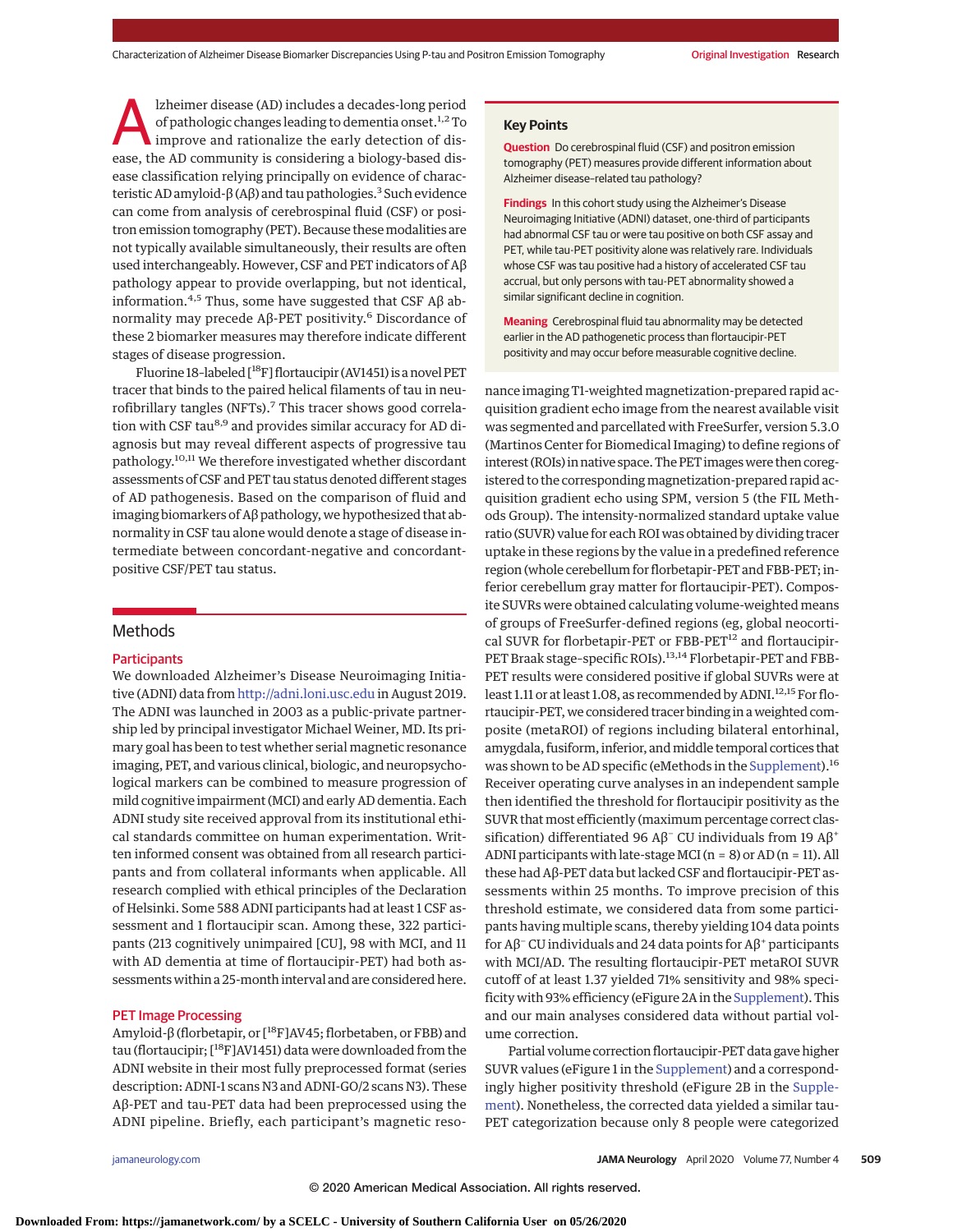Alzheimer disease (AD) includes a decades-long period of pathologic changes leading to dementia onset.[1,2] To improve and rationalize the early detection of disease, the AD community is considering a biology-based disease classification relying principally on evidence of characteristic AD amyloid-β (Aβ) and tau pathologies.[3] Such evidence can come from analysis of cerebrospinal fluid (CSF) or positron emission tomography (PET). Because these modalities are not typically available simultaneously, their results are often used interchangeably. However, CSF and PET indicators of Aβ pathology appear to provide overlapping, but not identical, information.[4,5] Thus, some have suggested that CSF Aβ abnormality may precede Aβ-PET positivity.[6] Discordance of these 2 biomarker measures may therefore indicate different stages of disease progression.

Fluorine 18–labeled [$^{18}$F] flortaucipir (AV1451) is a novel PET tracer that binds to the paired helical filaments of tau in neurofibrillary tangles (NFTs).[7] This tracer shows good correlation with CSF tau[8,9] and provides similar accuracy for AD diagnosis but may reveal different aspects of progressive tau pathology.[10,11] We therefore investigated whether discordant assessments of CSF and PET tau status denoted different stages of AD pathogenesis. Based on the comparison of fluid and imaging biomarkers of Aβ pathology, we hypothesized that abnormality in CSF tau alone would denote a stage of disease intermediate between concordant-negative and concordant-positive CSF/PET tau status.

> **Key Points**
>
> **Question** Do cerebrospinal fluid (CSF) and positron emission tomography (PET) measures provide different information about Alzheimer disease–related tau pathology?
>
> **Findings** In this cohort study using the Alzheimer's Disease Neuroimaging Initiative (ADNI) dataset, one-third of participants had abnormal CSF tau or were tau positive on both CSF assay and PET, while tau-PET positivity alone was relatively rare. Individuals whose CSF was tau positive had a history of accelerated CSF tau accrual, but only persons with tau-PET abnormality showed a similar significant decline in cognition.
>
> **Meaning** Cerebrospinal fluid tau abnormality may be detected earlier in the AD pathogenetic process than flortaucipir-PET positivity and may occur before measurable cognitive decline.

## Methods

### Participants

We downloaded Alzheimer's Disease Neuroimaging Initiative (ADNI) data from http://adni.loni.usc.edu in August 2019. The ADNI was launched in 2003 as a public-private partnership led by principal investigator Michael Weiner, MD. Its primary goal has been to test whether serial magnetic resonance imaging, PET, and various clinical, biologic, and neuropsychological markers can be combined to measure progression of mild cognitive impairment (MCI) and early AD dementia. Each ADNI study site received approval from its institutional ethical standards committee on human experimentation. Written informed consent was obtained from all research participants and from collateral informants when applicable. All research complied with ethical principles of the Declaration of Helsinki. Some 588 ADNI participants had at least 1 CSF assessment and 1 flortaucipir scan. Among these, 322 participants (213 cognitively unimpaired [CU], 98 with MCI, and 11 with AD dementia at time of flortaucipir-PET) had both assessments within a 25-month interval and are considered here.

### PET Image Processing

Amyloid-β (florbetapir, or [$^{18}$F]AV45; florbetaben, or FBB) and tau (flortaucipir; [$^{18}$F]AV1451) data were downloaded from the ADNI website in their most fully preprocessed format (series description: ADNI-1 scans N3 and ADNI-GO/2 scans N3). These Aβ-PET and tau-PET data had been preprocessed using the ADNI pipeline. Briefly, each participant's magnetic resonance imaging T1-weighted magnetization-prepared rapid acquisition gradient echo image from the nearest available visit was segmented and parcellated with FreeSurfer, version 5.3.0 (Martinos Center for Biomedical Imaging) to define regions of interest (ROIs) in native space. The PET images were then coregistered to the corresponding magnetization-prepared rapid acquisition gradient echo using SPM, version 5 (the FIL Methods Group). The intensity-normalized standard uptake value ratio (SUVR) value for each ROI was obtained by dividing tracer uptake in these regions by the value in a predefined reference region (whole cerebellum for florbetapir-PET and FBB-PET; inferior cerebellum gray matter for flortaucipir-PET). Composite SUVRs were obtained calculating volume-weighted means of groups of FreeSurfer-defined regions (eg, global neocortical SUVR for florbetapir-PET or FBB-PET[12] and flortaucipir-PET Braak stage–specific ROIs).[13,14] Florbetapir-PET and FBB-PET results were considered positive if global SUVRs were at least 1.11 or at least 1.08, as recommended by ADNI.[12,15] For flortaucipir-PET, we considered tracer binding in a weighted composite (metaROI) of regions including bilateral entorhinal, amygdala, fusiform, inferior, and middle temporal cortices that was shown to be AD specific (eMethods in the Supplement).[16] Receiver operating curve analyses in an independent sample then identified the threshold for flortaucipir positivity as the SUVR that most efficiently (maximum percentage correct classification) differentiated 96 Aβ$^-$ CU individuals from 19 Aβ$^+$ ADNI participants with late-stage MCI (n = 8) or AD (n = 11). All these had Aβ-PET data but lacked CSF and flortaucipir-PET assessments within 25 months. To improve precision of this threshold estimate, we considered data from some participants having multiple scans, thereby yielding 104 data points for Aβ$^-$ CU individuals and 24 data points for Aβ$^+$ participants with MCI/AD. The resulting flortaucipir-PET metaROI SUVR cutoff of at least 1.37 yielded 71% sensitivity and 98% specificity with 93% efficiency (eFigure 2A in the Supplement). This and our main analyses considered data without partial volume correction.

Partial volume correction flortaucipir-PET data gave higher SUVR values (eFigure 1 in the Supplement) and a correspondingly higher positivity threshold (eFigure 2B in the Supplement). Nonetheless, the corrected data yielded a similar tau-PET categorization because only 8 people were categorized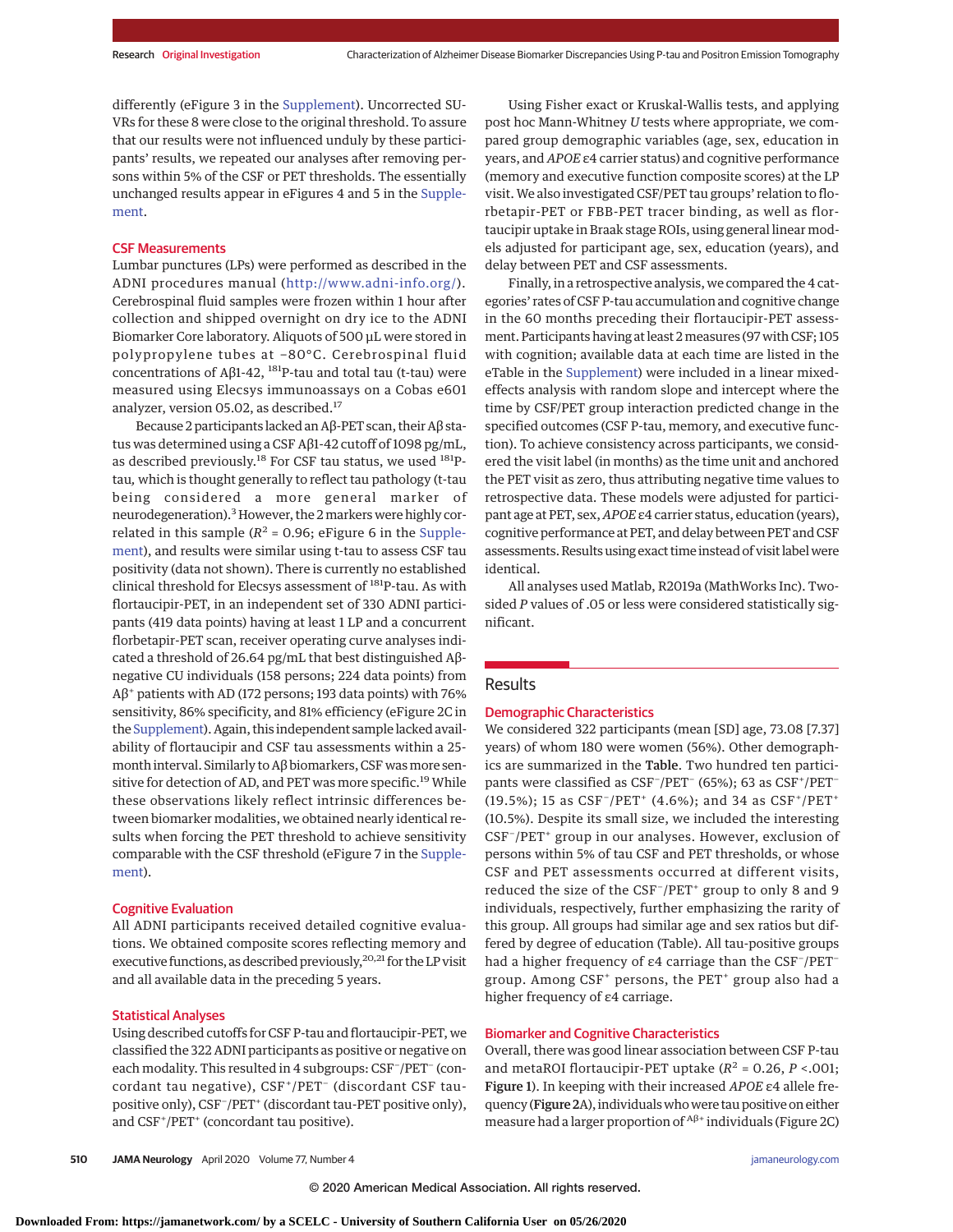differently (eFigure 3 in the Supplement). Uncorrected SUVRs for these 8 were close to the original threshold. To assure that our results were not influenced unduly by these participants' results, we repeated our analyses after removing persons within 5% of the CSF or PET thresholds. The essentially unchanged results appear in eFigures 4 and 5 in the Supplement.

### CSF Measurements

Lumbar punctures (LPs) were performed as described in the ADNI procedures manual (http://www.adni-info.org/). Cerebrospinal fluid samples were frozen within 1 hour after collection and shipped overnight on dry ice to the ADNI Biomarker Core laboratory. Aliquots of 500 μL were stored in polypropylene tubes at −80°C. Cerebrospinal fluid concentrations of Aβ1-42, [181]P-tau and total tau (t-tau) were measured using Elecsys immunoassays on a Cobas e601 analyzer, version 05.02, as described.[17]

Because 2 participants lacked an Aβ-PET scan, their Aβ status was determined using a CSF Aβ1-42 cutoff of 1098 pg/mL, as described previously.[18] For CSF tau status, we used [181]P-tau, which is thought generally to reflect tau pathology (t-tau being considered a more general marker of neurodegeneration).[3] However, the 2 markers were highly correlated in this sample ($R^2$ = 0.96; eFigure 6 in the Supplement), and results were similar using t-tau to assess CSF tau positivity (data not shown). There is currently no established clinical threshold for Elecsys assessment of [181]P-tau. As with flortaucipir-PET, in an independent set of 330 ADNI participants (419 data points) having at least 1 LP and a concurrent florbetapir-PET scan, receiver operating curve analyses indicated a threshold of 26.64 pg/mL that best distinguished Aβ-negative CU individuals (158 persons; 224 data points) from Aβ$^+$ patients with AD (172 persons; 193 data points) with 76% sensitivity, 86% specificity, and 81% efficiency (eFigure 2C in the Supplement). Again, this independent sample lacked availability of flortaucipir and CSF tau assessments within a 25-month interval. Similarly to Aβ biomarkers, CSF was more sensitive for detection of AD, and PET was more specific.[19] While these observations likely reflect intrinsic differences between biomarker modalities, we obtained nearly identical results when forcing the PET threshold to achieve sensitivity comparable with the CSF threshold (eFigure 7 in the Supplement).

### Cognitive Evaluation

All ADNI participants received detailed cognitive evaluations. We obtained composite scores reflecting memory and executive functions, as described previously,[20,21] for the LP visit and all available data in the preceding 5 years.

### Statistical Analyses

Using described cutoffs for CSF P-tau and flortaucipir-PET, we classified the 322 ADNI participants as positive or negative on each modality. This resulted in 4 subgroups: CSF$^-$/PET$^-$ (concordant tau negative), CSF$^+$/PET$^-$ (discordant CSF tau-positive only), CSF$^-$/PET$^+$ (discordant tau-PET positive only), and CSF$^+$/PET$^+$ (concordant tau positive).

Using Fisher exact or Kruskal-Wallis tests, and applying post hoc Mann-Whitney *U* tests where appropriate, we compared group demographic variables (age, sex, education in years, and *APOE* ε4 carrier status) and cognitive performance (memory and executive function composite scores) at the LP visit. We also investigated CSF/PET tau groups' relation to florbetapir-PET or FBB-PET tracer binding, as well as flortaucipir uptake in Braak stage ROIs, using general linear models adjusted for participant age, sex, education (years), and delay between PET and CSF assessments.

Finally, in a retrospective analysis, we compared the 4 categories' rates of CSF P-tau accumulation and cognitive change in the 60 months preceding their flortaucipir-PET assessment. Participants having at least 2 measures (97 with CSF; 105 with cognition; available data at each time are listed in the eTable in the Supplement) were included in a linear mixed-effects analysis with random slope and intercept where the time by CSF/PET group interaction predicted change in the specified outcomes (CSF P-tau, memory, and executive function). To achieve consistency across participants, we considered the visit label (in months) as the time unit and anchored the PET visit as zero, thus attributing negative time values to retrospective data. These models were adjusted for participant age at PET, sex, *APOE* ε4 carrier status, education (years), cognitive performance at PET, and delay between PET and CSF assessments. Results using exact time instead of visit label were identical.

All analyses used Matlab, R2019a (MathWorks Inc). Two-sided *P* values of .05 or less were considered statistically significant.

## Results

### Demographic Characteristics

We considered 322 participants (mean [SD] age, 73.08 [7.37] years) of whom 180 were women (56%). Other demographics are summarized in the **Table**. Two hundred ten participants were classified as CSF$^-$/PET$^-$ (65%); 63 as CSF$^+$/PET$^-$ (19.5%); 15 as CSF$^-$/PET$^+$ (4.6%); and 34 as CSF$^+$/PET$^+$ (10.5%). Despite its small size, we included the interesting CSF$^-$/PET$^+$ group in our analyses. However, exclusion of persons within 5% of tau CSF and PET thresholds, or whose CSF and PET assessments occurred at different visits, reduced the size of the CSF$^-$/PET$^+$ group to only 8 and 9 individuals, respectively, further emphasizing the rarity of this group. All groups had similar age and sex ratios but differed by degree of education (Table). All tau-positive groups had a higher frequency of ε4 carriage than the CSF$^-$/PET$^-$ group. Among CSF$^+$ persons, the PET$^+$ group also had a higher frequency of ε4 carriage.

### Biomarker and Cognitive Characteristics

Overall, there was good linear association between CSF P-tau and metaROI flortaucipir-PET uptake ($R^2$ = 0.26, *P* <.001; **Figure 1**). In keeping with their increased *APOE* ε4 allele frequency (**Figure 2**A), individuals who were tau positive on either measure had a larger proportion of Aβ$^+$ individuals (Figure 2C)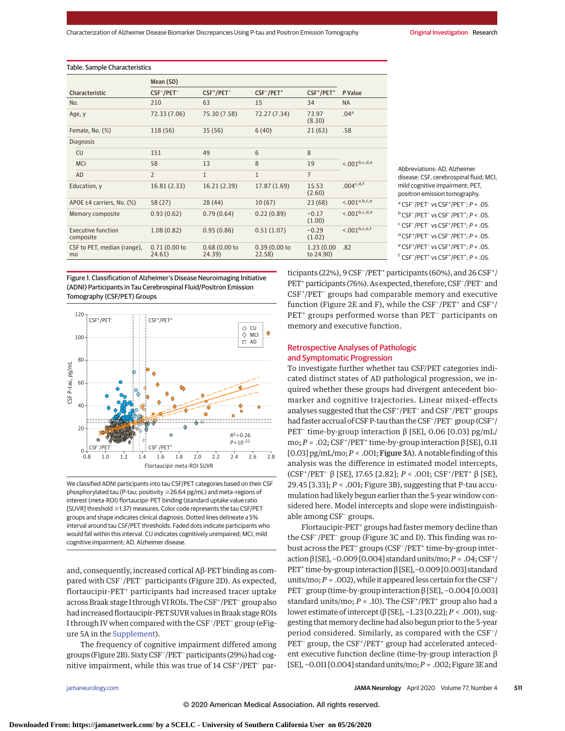Table. Sample Characteristics

| Characteristic | Mean (SD) CSF⁻/PET⁻ | CSF⁺/PET⁻ | CSF⁻/PET⁺ | CSF⁺/PET⁺ | P Value |
|---|---|---|---|---|---|
| No. | 210 | 63 | 15 | 34 | NA |
| Age, y | 72.33 (7.06) | 75.30 (7.58) | 72.27 (7.34) | 73.97 (8.30) | .04[a] |
| Female, No. (%) | 118 (56) | 35 (56) | 6 (40) | 21 (63) | .58 |
| Diagnosis | | | | | |
| CU | 151 | 49 | 6 | 8 | <.001[b,c,d,e] |
| MCI | 58 | 13 | 8 | 19 | |
| AD | 2 | 1 | 1 | 7 | |
| Education, y | 16.81 (2.33) | 16.21 (2.39) | 17.87 (1.69) | 15.53 (2.60) | .004[c,d,f] |
| APOE ε4 carriers, No. (%) | 58 (27) | 28 (44) | 10 (67) | 23 (68) | <.001[a,b,c,e] |
| Memory composite | 0.93 (0.62) | 0.79 (0.64) | 0.22 (0.89) | −0.17 (1.00) | <.001[b,c,d,e] |
| Executive function composite | 1.08 (0.82) | 0.95 (0.86) | 0.51 (1.07) | −0.29 (1.02) | <.001[b,c,e,f] |
| CSF to PET, median (range), mo | 0.71 (0.00 to 24.61) | 0.68 (0.00 to 24.39) | 0.39 (0.00 to 22.58) | 1.23 (0.00 to 24.90) | .82 |

Abbreviations: AD, Alzheimer disease; CSF, cerebrospinal fluid; MCI, mild cognitive impairment; PET, positron emission tomography.

[a] CSF⁻/PET⁻ vs CSF⁺/PET⁻; $P < .05$.

[b] CSF⁻/PET⁻ vs CSF⁻/PET⁺; $P < .05$.

[c] CSF⁻/PET⁻ vs CSF⁺/PET⁺; $P < .05$.

[d] CSF⁺/PET⁻ vs CSF⁻/PET⁺; $P < .05$.

[e] CSF⁺/PET⁻ vs CSF⁺/PET⁺; $P < .05$.

[f] CSF⁻/PET⁺ vs CSF⁺/PET⁺; $P < .05$.

Figure 1. Classification of Alzheimer's Disease Neuroimaging Initiative (ADNI) Participants in Tau Cerebrospinal Fluid/Positron Emission Tomography (CSF/PET) Groups

We classified ADNI participants into tau CSF/PET categories based on their CSF phosphorylated tau (P-tau; positivity ≥26.64 pg/mL) and meta–regions of interest (meta-ROI) flortaucipir-PET binding (standard uptake value ratio [SUVR] threshold ≥1.37) measures. Color code represents the tau CSF/PET groups and shape indicates clinical diagnosis. Dotted lines delineate a 5% interval around tau CSF/PET thresholds. Faded dots indicate participants who would fall within this interval. CU indicates cognitively unimpaired; MCI, mild cognitive impairment; AD, Alzheimer disease.

and, consequently, increased cortical Aβ-PET binding as compared with CSF⁻/PET⁻ participants (Figure 2D). As expected, flortaucipir-PET⁺ participants had increased tracer uptake across Braak stage I through VI ROIs. The CSF⁺/PET⁻ group also had increased flortaucipir-PET SUVR values in Braak stage ROIs I through IV when compared with the CSF⁻/PET⁻ group (eFigure 5A in the Supplement).

The frequency of cognitive impairment differed among groups (Figure 2B). Sixty CSF⁻/PET⁻ participants (29%) had cognitive impairment, while this was true of 14 CSF⁺/PET⁻ participants (22%), 9 CSF⁻/PET⁺ participants (60%), and 26 CSF⁺/PET⁺ participants (76%). As expected, therefore, CSF⁻/PET⁻ and CSF⁺/PET⁻ groups had comparable memory and executive function (Figure 2E and F), while the CSF⁻/PET⁺ and CSF⁺/PET⁺ groups performed worse than PET⁻ participants on memory and executive function.

## Retrospective Analyses of Pathologic and Symptomatic Progression

To investigate further whether tau CSF/PET categories indicated distinct states of AD pathological progression, we inquired whether these groups had divergent antecedent biomarker and cognitive trajectories. Linear mixed-effects analyses suggested that the CSF⁺/PET⁻ and CSF⁺/PET⁺ groups had faster accrual of CSF P-tau than the CSF⁻/PET⁻ group (CSF⁺/PET⁻ time-by-group interaction β [SE], 0.06 [0.03] pg/mL/mo; $P = .02$; CSF⁺/PET⁺ time-by-group interaction β [SE], 0.11 [0.03] pg/mL/mo; $P < .001$; **Figure 3A**). A notable finding of this analysis was the difference in estimated model intercepts, (CSF⁺/PET⁻ β [SE], 17.65 [2.82]; $P < .001$; CSF⁺/PET⁺ β [SE], 29.45 [3.33]; $P < .001$; Figure 3B), suggesting that P-tau accumulation had likely begun earlier than the 5-year window considered here. Model intercepts and slope were indistinguishable among CSF⁻ groups.

Flortaucipir-PET⁺ groups had faster memory decline than the CSF⁻/PET⁻ group (Figure 3C and D). This finding was robust across the PET⁺ groups (CSF⁻/PET⁺ time-by-group interaction β [SE], −0.009 [0.004] standard units/mo; $P = .04$; CSF⁺/PET⁺ time-by-group interaction β [SE], −0.009 [0.003] standard units/mo; $P = .002$), while it appeared less certain for the CSF⁺/PET⁻ group (time-by-group interaction β [SE], −0.004 [0.003] standard units/mo; $P = .10$). The CSF⁺/PET⁺ group also had a lower estimate of intercept (β [SE], −1.23 [0.22]; $P < .001$), suggesting that memory decline had also begun prior to the 5-year period considered. Similarly, as compared with the CSF⁻/PET⁻ group, the CSF⁺/PET⁺ group had accelerated antecedent executive function decline (time-by-group interaction β [SE], −0.011 [0.004] standard units/mo; $P = .002$; Figure 3E and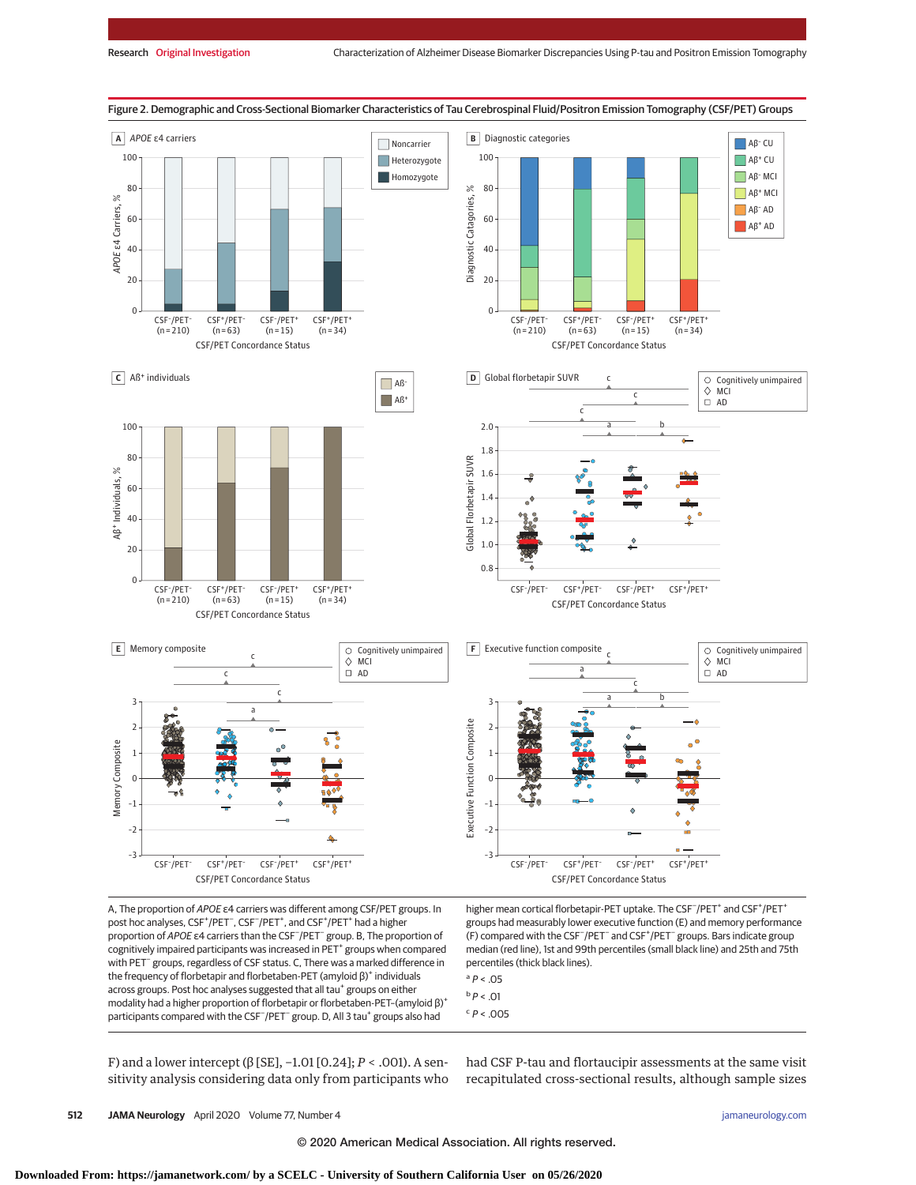**Figure 2. Demographic and Cross-Sectional Biomarker Characteristics of Tau Cerebrospinal Fluid/Positron Emission Tomography (CSF/PET) Groups**

A, The proportion of *APOE* ε4 carriers was different among CSF/PET groups. In post hoc analyses, CSF$^+$/PET$^-$, CSF$^-$/PET$^+$, and CSF$^+$/PET$^+$ had a higher proportion of *APOE* ε4 carriers than the CSF$^-$/PET$^-$ group. B, The proportion of cognitively impaired participants was increased in PET$^+$ groups when compared with PET$^-$ groups, regardless of CSF status. C, There was a marked difference in the frequency of florbetapir and florbetaben-PET (amyloid β)$^+$ individuals across groups. Post hoc analyses suggested that all tau$^+$ groups on either modality had a higher proportion of florbetapir or florbetaben-PET-(amyloid β)$^+$ participants compared with the CSF$^-$/PET$^-$ group. D, All 3 tau$^+$ groups also had higher mean cortical florbetapir-PET uptake. The CSF$^-$/PET$^+$ and CSF$^+$/PET$^+$ groups had measurably lower executive function (E) and memory performance (F) compared with the CSF$^-$/PET$^-$ and CSF$^+$/PET$^-$ groups. Bars indicate group median (red line), 1st and 99th percentiles (small black line) and 25th and 75th percentiles (thick black lines).

[a] $P < .05$

[b] $P < .01$

[c] $P < .005$

F) and a lower intercept (β [SE], −1.01 [0.24]; $P < .001$). A sensitivity analysis considering data only from participants who had CSF P-tau and flortaucipir assessments at the same visit recapitulated cross-sectional results, although sample sizes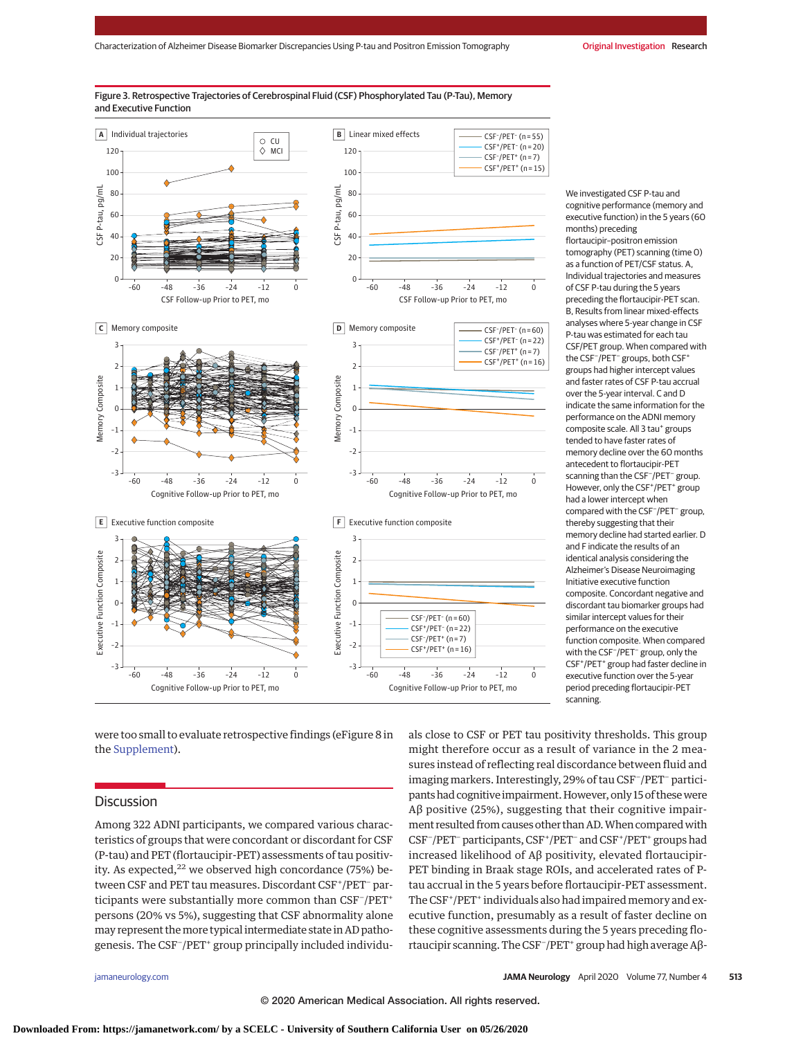Figure 3. Retrospective Trajectories of Cerebrospinal Fluid (CSF) Phosphorylated Tau (P-Tau), Memory and Executive Function

We investigated CSF P-tau and cognitive performance (memory and executive function) in the 5 years (60 months) preceding flortaucipir–positron emission tomography (PET) scanning (time 0) as a function of PET/CSF status. A, Individual trajectories and measures of CSF P-tau during the 5 years preceding the flortaucipir-PET scan. B, Results from linear mixed-effects analyses where 5-year change in CSF P-tau was estimated for each tau CSF/PET group. When compared with the CSF$^-$/PET$^-$ groups, both CSF$^+$ groups had higher intercept values and faster rates of CSF P-tau accrual over the 5-year interval. C and D indicate the same information for the performance on the ADNI memory composite scale. All 3 tau$^+$ groups tended to have faster rates of memory decline over the 60 months antecedent to flortaucipir-PET scanning than the CSF$^-$/PET$^-$ group. However, only the CSF$^+$/PET$^+$ group had a lower intercept when compared with the CSF$^-$/PET$^-$ group, thereby suggesting that their memory decline had started earlier. D and F indicate the results of an identical analysis considering the Alzheimer's Disease Neuroimaging Initiative executive function composite. Concordant negative and discordant tau biomarker groups had similar intercept values for their performance on the executive function composite. When compared with the CSF$^-$/PET$^-$ group, only the CSF$^+$/PET$^+$ group had faster decline in executive function over the 5-year period preceding flortaucipir-PET scanning.

were too small to evaluate retrospective findings (eFigure 8 in the Supplement).

## Discussion

Among 322 ADNI participants, we compared various characteristics of groups that were concordant or discordant for CSF (P-tau) and PET (flortaucipir-PET) assessments of tau positivity. As expected,[22] we observed high concordance (75%) between CSF and PET tau measures. Discordant CSF$^+$/PET$^-$ participants were substantially more common than CSF$^-$/PET$^+$ persons (20% vs 5%), suggesting that CSF abnormality alone may represent the more typical intermediate state in AD pathogenesis. The CSF$^-$/PET$^+$ group principally included individuals close to CSF or PET tau positivity thresholds. This group might therefore occur as a result of variance in the 2 measures instead of reflecting real discordance between fluid and imaging markers. Interestingly, 29% of tau CSF$^-$/PET$^-$ participants had cognitive impairment. However, only 15 of these were Aβ positive (25%), suggesting that their cognitive impairment resulted from causes other than AD. When compared with CSF$^-$/PET$^-$ participants, CSF$^+$/PET$^-$ and CSF$^+$/PET$^+$ groups had increased likelihood of Aβ positivity, elevated flortaucipir-PET binding in Braak stage ROIs, and accelerated rates of P-tau accrual in the 5 years before flortaucipir-PET assessment. The CSF$^+$/PET$^+$ individuals also had impaired memory and executive function, presumably as a result of faster decline on these cognitive assessments during the 5 years preceding flortaucipir scanning. The CSF$^-$/PET$^+$ group had high average Aβ-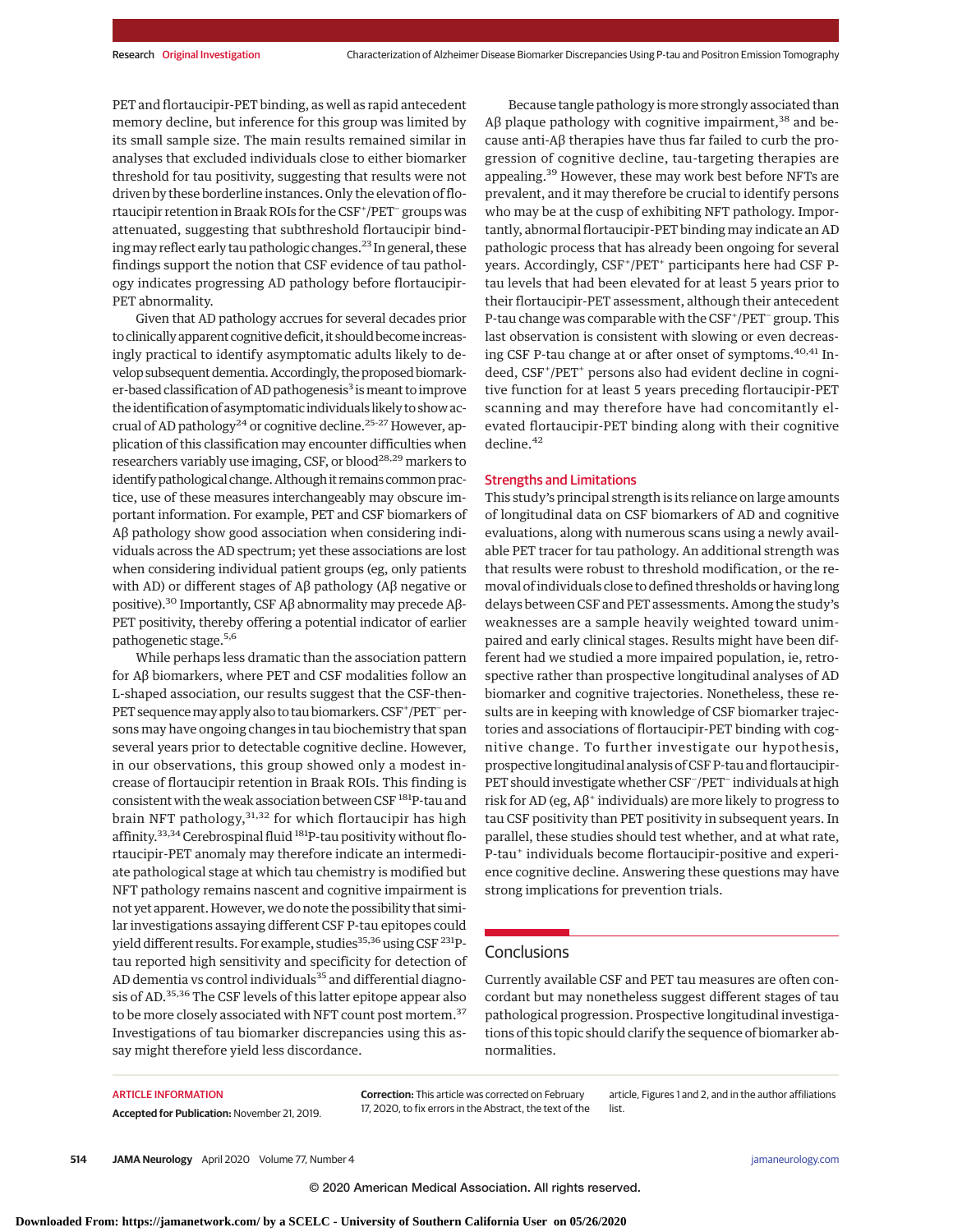PET and flortaucipir-PET binding, as well as rapid antecedent memory decline, but inference for this group was limited by its small sample size. The main results remained similar in analyses that excluded individuals close to either biomarker threshold for tau positivity, suggesting that results were not driven by these borderline instances. Only the elevation of flortaucipir retention in Braak ROIs for the CSF$^+$/PET$^-$ groups was attenuated, suggesting that subthreshold flortaucipir binding may reflect early tau pathologic changes.[23] In general, these findings support the notion that CSF evidence of tau pathology indicates progressing AD pathology before flortaucipir-PET abnormality.

Given that AD pathology accrues for several decades prior to clinically apparent cognitive deficit, it should become increasingly practical to identify asymptomatic adults likely to develop subsequent dementia. Accordingly, the proposed biomarker-based classification of AD pathogenesis[3] is meant to improve the identification of asymptomatic individuals likely to show accrual of AD pathology[24] or cognitive decline.[25-27] However, application of this classification may encounter difficulties when researchers variably use imaging, CSF, or blood[28,29] markers to identify pathological change. Although it remains common practice, use of these measures interchangeably may obscure important information. For example, PET and CSF biomarkers of Aβ pathology show good association when considering individuals across the AD spectrum; yet these associations are lost when considering individual patient groups (eg, only patients with AD) or different stages of Aβ pathology (Aβ negative or positive).[30] Importantly, CSF Aβ abnormality may precede Aβ-PET positivity, thereby offering a potential indicator of earlier pathogenetic stage.[5,6]

While perhaps less dramatic than the association pattern for Aβ biomarkers, where PET and CSF modalities follow an L-shaped association, our results suggest that the CSF-then-PET sequence may apply also to tau biomarkers. CSF$^+$/PET$^-$ persons may have ongoing changes in tau biochemistry that span several years prior to detectable cognitive decline. However, in our observations, this group showed only a modest increase of flortaucipir retention in Braak ROIs. This finding is consistent with the weak association between CSF $^{181}$P-tau and brain NFT pathology,[31,32] for which flortaucipir has high affinity.[33,34] Cerebrospinal fluid $^{181}$P-tau positivity without flortaucipir-PET anomaly may therefore indicate an intermediate pathological stage at which tau chemistry is modified but NFT pathology remains nascent and cognitive impairment is not yet apparent. However, we do note the possibility that similar investigations assaying different CSF P-tau epitopes could yield different results. For example, studies[35,36] using CSF $^{231}$P-tau reported high sensitivity and specificity for detection of AD dementia vs control individuals[35] and differential diagnosis of AD.[35,36] The CSF levels of this latter epitope appear also to be more closely associated with NFT count post mortem.[37] Investigations of tau biomarker discrepancies using this assay might therefore yield less discordance.

Because tangle pathology is more strongly associated than Aβ plaque pathology with cognitive impairment,[38] and because anti-Aβ therapies have thus far failed to curb the progression of cognitive decline, tau-targeting therapies are appealing.[39] However, these may work best before NFTs are prevalent, and it may therefore be crucial to identify persons who may be at the cusp of exhibiting NFT pathology. Importantly, abnormal flortaucipir-PET binding may indicate an AD pathologic process that has already been ongoing for several years. Accordingly, CSF$^+$/PET$^+$ participants here had CSF P-tau levels that had been elevated for at least 5 years prior to their flortaucipir-PET assessment, although their antecedent P-tau change was comparable with the CSF$^+$/PET$^-$ group. This last observation is consistent with slowing or even decreasing CSF P-tau change at or after onset of symptoms.[40,41] Indeed, CSF$^+$/PET$^+$ persons also had evident decline in cognitive function for at least 5 years preceding flortaucipir-PET scanning and may therefore have had concomitantly elevated flortaucipir-PET binding along with their cognitive decline.[42]

## Strengths and Limitations

This study's principal strength is its reliance on large amounts of longitudinal data on CSF biomarkers of AD and cognitive evaluations, along with numerous scans using a newly available PET tracer for tau pathology. An additional strength was that results were robust to threshold modification, or the removal of individuals close to defined thresholds or having long delays between CSF and PET assessments. Among the study's weaknesses are a sample heavily weighted toward unimpaired and early clinical stages. Results might have been different had we studied a more impaired population, ie, retrospective rather than prospective longitudinal analyses of AD biomarker and cognitive trajectories. Nonetheless, these results are in keeping with knowledge of CSF biomarker trajectories and associations of flortaucipir-PET binding with cognitive change. To further investigate our hypothesis, prospective longitudinal analysis of CSF P-tau and flortaucipir-PET should investigate whether CSF$^-$/PET$^-$ individuals at high risk for AD (eg, Aβ$^+$ individuals) are more likely to progress to tau CSF positivity than PET positivity in subsequent years. In parallel, these studies should test whether, and at what rate, P-tau$^+$ individuals become flortaucipir-positive and experience cognitive decline. Answering these questions may have strong implications for prevention trials.

## Conclusions

Currently available CSF and PET tau measures are often concordant but may nonetheless suggest different stages of tau pathological progression. Prospective longitudinal investigations of this topic should clarify the sequence of biomarker abnormalities.

ARTICLE INFORMATION

**Accepted for Publication:** November 21, 2019.

**Correction:** This article was corrected on February 17, 2020, to fix errors in the Abstract, the text of the article, Figures 1 and 2, and in the author affiliations list.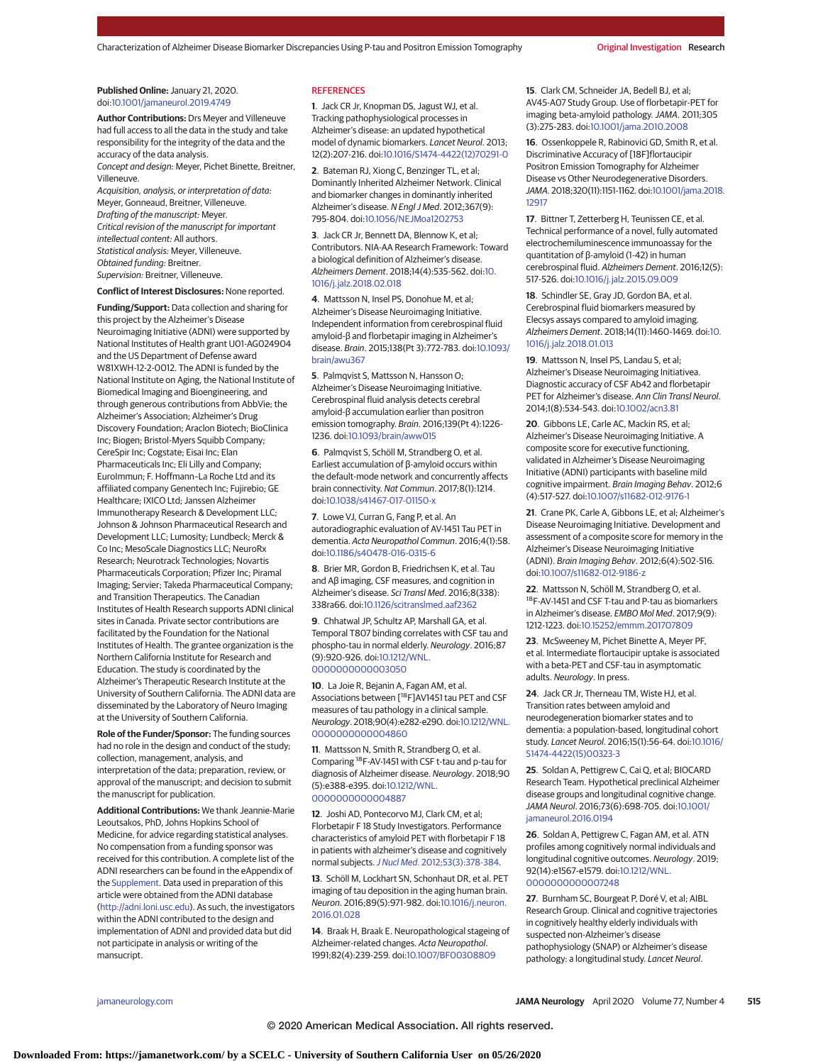**Published Online:** January 21, 2020. doi:10.1001/jamaneurol.2019.4749

**Author Contributions:** Drs Meyer and Villeneuve had full access to all the data in the study and take responsibility for the integrity of the data and the accuracy of the data analysis.
*Concept and design:* Meyer, Pichet Binette, Breitner, Villeneuve.
*Acquisition, analysis, or interpretation of data:* Meyer, Gonneaud, Breitner, Villeneuve.
*Drafting of the manuscript:* Meyer.
*Critical revision of the manuscript for important intellectual content:* All authors.
*Statistical analysis:* Meyer, Villeneuve.
*Obtained funding:* Breitner.
*Supervision:* Breitner, Villeneuve.

**Conflict of Interest Disclosures:** None reported.

**Funding/Support:** Data collection and sharing for this project by the Alzheimer's Disease Neuroimaging Initiative (ADNI) were supported by National Institutes of Health grant U01-AG024904 and the US Department of Defense award W81XWH-12-2-0012. The ADNI is funded by the National Institute on Aging, the National Institute of Biomedical Imaging and Bioengineering, and through generous contributions from AbbVie; the Alzheimer's Association; Alzheimer's Drug Discovery Foundation; Araclon Biotech; BioClinica Inc; Biogen; Bristol-Myers Squibb Company; CereSpir Inc; Cogstate; Eisai Inc; Elan Pharmaceuticals Inc; Eli Lilly and Company; EuroImmun; F. Hoffmann–La Roche Ltd and its affiliated company Genentech Inc; Fujirebio; GE Healthcare; IXICO Ltd; Janssen Alzheimer Immunotherapy Research & Development LLC; Johnson & Johnson Pharmaceutical Research and Development LLC; Lumosity; Lundbeck; Merck & Co Inc; MesoScale Diagnostics LLC; NeuroRx Research; Neurotrack Technologies; Novartis Pharmaceuticals Corporation; Pfizer Inc; Piramal Imaging; Servier; Takeda Pharmaceutical Company; and Transition Therapeutics. The Canadian Institutes of Health Research supports ADNI clinical sites in Canada. Private sector contributions are facilitated by the Foundation for the National Institutes of Health. The grantee organization is the Northern California Institute for Research and Education. The study is coordinated by the Alzheimer's Therapeutic Research Institute at the University of Southern California. The ADNI data are disseminated by the Laboratory of Neuro Imaging at the University of Southern California.

**Role of the Funder/Sponsor:** The funding sources had no role in the design and conduct of the study; collection, management, analysis, and interpretation of the data; preparation, review, or approval of the manuscript; and decision to submit the manuscript for publication.

**Additional Contributions:** We thank Jeannie-Marie Leoutsakos, PhD, Johns Hopkins School of Medicine, for advice regarding statistical analyses. No compensation from a funding sponsor was received for this contribution. A complete list of the ADNI researchers can be found in the eAppendix of the Supplement. Data used in preparation of this article were obtained from the ADNI database (http://adni.loni.usc.edu). As such, the investigators within the ADNI contributed to the design and implementation of ADNI and provided data but did not participate in analysis or writing of the manscuript.

## REFERENCES

1. Jack CR Jr, Knopman DS, Jagust WJ, et al. Tracking pathophysiological processes in Alzheimer's disease: an updated hypothetical model of dynamic biomarkers. *Lancet Neurol*. 2013;12(2):207-216. doi:10.1016/S1474-4422(12)70291-0

2. Bateman RJ, Xiong C, Benzinger TL, et al; Dominantly Inherited Alzheimer Network. Clinical and biomarker changes in dominantly inherited Alzheimer's disease. *N Engl J Med*. 2012;367(9):795-804. doi:10.1056/NEJMoa1202753

3. Jack CR Jr, Bennett DA, Blennow K, et al; Contributors. NIA-AA Research Framework: Toward a biological definition of Alzheimer's disease. *Alzheimers Dement*. 2018;14(4):535-562. doi:10.1016/j.jalz.2018.02.018

4. Mattsson N, Insel PS, Donohue M, et al; Alzheimer's Disease Neuroimaging Initiative. Independent information from cerebrospinal fluid amyloid-β and florbetapir imaging in Alzheimer's disease. *Brain*. 2015;138(Pt 3):772-783. doi:10.1093/brain/awu367

5. Palmqvist S, Mattsson N, Hansson O; Alzheimer's Disease Neuroimaging Initiative. Cerebrospinal fluid analysis detects cerebral amyloid-β accumulation earlier than positron emission tomography. *Brain*. 2016;139(Pt 4):1226-1236. doi:10.1093/brain/aww015

6. Palmqvist S, Schöll M, Strandberg O, et al. Earliest accumulation of β-amyloid occurs within the default-mode network and concurrently affects brain connectivity. *Nat Commun*. 2017;8(1):1214. doi:10.1038/s41467-017-01150-x

7. Lowe VJ, Curran G, Fang P, et al. An autoradiographic evaluation of AV-1451 Tau PET in dementia. *Acta Neuropathol Commun*. 2016;4(1):58. doi:10.1186/s40478-016-0315-6

8. Brier MR, Gordon B, Friedrichsen K, et al. Tau and Aβ imaging, CSF measures, and cognition in Alzheimer's disease. *Sci Transl Med*. 2016;8(338):338ra66. doi:10.1126/scitranslmed.aaf2362

9. Chhatwal JP, Schultz AP, Marshall GA, et al. Temporal T807 binding correlates with CSF tau and phospho-tau in normal elderly. *Neurology*. 2016;87(9):920-926. doi:10.1212/WNL.0000000000003050

10. La Joie R, Bejanin A, Fagan AM, et al. Associations between [18F]AV1451 tau PET and CSF measures of tau pathology in a clinical sample. *Neurology*. 2018;90(4):e282-e290. doi:10.1212/WNL.0000000000004860

11. Mattsson N, Smith R, Strandberg O, et al. Comparing 18F-AV-1451 with CSF t-tau and p-tau for diagnosis of Alzheimer disease. *Neurology*. 2018;90(5):e388-e395. doi:10.1212/WNL.0000000000004887

12. Joshi AD, Pontecorvo MJ, Clark CM, et al; Florbetapir F 18 Study Investigators. Performance characteristics of amyloid PET with florbetapir F 18 in patients with alzheimer's disease and cognitively normal subjects. *J Nucl Med*. 2012;53(3):378-384.

13. Schöll M, Lockhart SN, Schonhaut DR, et al. PET imaging of tau deposition in the aging human brain. *Neuron*. 2016;89(5):971-982. doi:10.1016/j.neuron.2016.01.028

14. Braak H, Braak E. Neuropathological stageing of Alzheimer-related changes. *Acta Neuropathol*. 1991;82(4):239-259. doi:10.1007/BF00308809

15. Clark CM, Schneider JA, Bedell BJ, et al; AV45-A07 Study Group. Use of florbetapir-PET for imaging beta-amyloid pathology. *JAMA*. 2011;305(3):275-283. doi:10.1001/jama.2010.2008

16. Ossenkoppele R, Rabinovici GD, Smith R, et al. Discriminative Accuracy of [18F]flortaucipir Positron Emission Tomography for Alzheimer Disease vs Other Neurodegenerative Disorders. *JAMA*. 2018;320(11):1151-1162. doi:10.1001/jama.2018.12917

17. Bittner T, Zetterberg H, Teunissen CE, et al. Technical performance of a novel, fully automated electrochemiluminescence immunoassay for the quantitation of β-amyloid (1-42) in human cerebrospinal fluid. *Alzheimers Dement*. 2016;12(5):517-526. doi:10.1016/j.jalz.2015.09.009

18. Schindler SE, Gray JD, Gordon BA, et al. Cerebrospinal fluid biomarkers measured by Elecsys assays compared to amyloid imaging. *Alzheimers Dement*. 2018;14(11):1460-1469. doi:10.1016/j.jalz.2018.01.013

19. Mattsson N, Insel PS, Landau S, et al; Alzheimer's Disease Neuroimaging Initiativea. Diagnostic accuracy of CSF Ab42 and florbetapir PET for Alzheimer's disease. *Ann Clin Transl Neurol*. 2014;1(8):534-543. doi:10.1002/acn3.81

20. Gibbons LE, Carle AC, Mackin RS, et al; Alzheimer's Disease Neuroimaging Initiative. A composite score for executive functioning, validated in Alzheimer's Disease Neuroimaging Initiative (ADNI) participants with baseline mild cognitive impairment. *Brain Imaging Behav*. 2012;6(4):517-527. doi:10.1007/s11682-012-9176-1

21. Crane PK, Carle A, Gibbons LE, et al; Alzheimer's Disease Neuroimaging Initiative. Development and assessment of a composite score for memory in the Alzheimer's Disease Neuroimaging Initiative (ADNI). *Brain Imaging Behav*. 2012;6(4):502-516. doi:10.1007/s11682-012-9186-z

22. Mattsson N, Schöll M, Strandberg O, et al. 18F-AV-1451 and CSF T-tau and P-tau as biomarkers in Alzheimer's disease. *EMBO Mol Med*. 2017;9(9):1212-1223. doi:10.15252/emmm.201707809

23. McSweeney M, Pichet Binette A, Meyer PF, et al. Intermediate flortaucipir uptake is associated with a beta-PET and CSF-tau in asymptomatic adults. *Neurology*. In press.

24. Jack CR Jr, Therneau TM, Wiste HJ, et al. Transition rates between amyloid and neurodegeneration biomarker states and to dementia: a population-based, longitudinal cohort study. *Lancet Neurol*. 2016;15(1):56-64. doi:10.1016/S1474-4422(15)00323-3

25. Soldan A, Pettigrew C, Cai Q, et al; BIOCARD Research Team. Hypothetical preclinical Alzheimer disease groups and longitudinal cognitive change. *JAMA Neurol*. 2016;73(6):698-705. doi:10.1001/jamaneurol.2016.0194

26. Soldan A, Pettigrew C, Fagan AM, et al. ATN profiles among cognitively normal individuals and longitudinal cognitive outcomes. *Neurology*. 2019;92(14):e1567-e1579. doi:10.1212/WNL.0000000000007248

27. Burnham SC, Bourgeat P, Doré V, et al; AIBL Research Group. Clinical and cognitive trajectories in cognitively healthy elderly individuals with suspected non-Alzheimer's disease pathophysiology (SNAP) or Alzheimer's disease pathology: a longitudinal study. *Lancet Neurol*.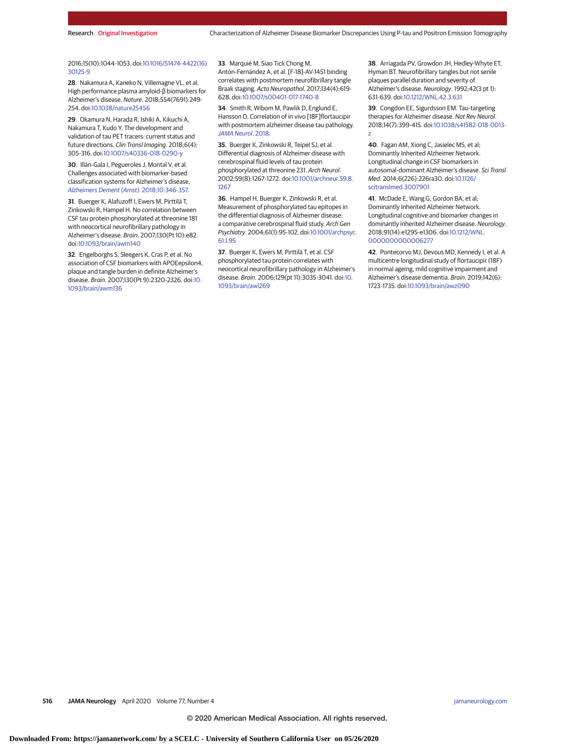2016;15(10):1044-1053. doi:10.1016/S1474-4422(16)30125-9

**28**. Nakamura A, Kaneko N, Villemagne VL, et al. High performance plasma amyloid-β biomarkers for Alzheimer's disease. *Nature*. 2018;554(7691):249-254. doi:10.1038/nature25456

**29**. Okamura N, Harada R, Ishiki A, Kikuchi A, Nakamura T, Kudo Y. The development and validation of tau PET tracers: current status and future directions. *Clin Transl Imaging*. 2018;6(4):305-316. doi:10.1007/s40336-018-0290-y

**30**. Illán-Gala I, Pegueroles J, Montal V, et al. Challenges associated with biomarker-based classification systems for Alzheimer's disease. *Alzheimers Dement (Amst)*. 2018;10:346-357.

**31**. Buerger K, Alafuzoff I, Ewers M, Pirttilä T, Zinkowski R, Hampel H. No correlation between CSF tau protein phosphorylated at threonine 181 with neocortical neurofibrillary pathology in Alzheimer's disease. *Brain*. 2007;130(Pt 10):e82. doi:10.1093/brain/awm140

**32**. Engelborghs S, Sleegers K, Cras P, et al. No association of CSF biomarkers with APOEepsilon4, plaque and tangle burden in definite Alzheimer's disease. *Brain*. 2007;130(Pt 9):2320-2326. doi:10.1093/brain/awm136

**33**. Marquié M, Siao Tick Chong M, Antón-Fernández A, et al. [F-18]-AV-1451 binding correlates with postmortem neurofibrillary tangle Braak staging. *Acta Neuropathol*. 2017;134(4):619-628. doi:10.1007/s00401-017-1740-8

**34**. Smith R, Wibom M, Pawlik D, Englund E, Hansson O. Correlation of in vivo [18F]flortaucipir with postmortem alzheimer disease tau pathology. *JAMA Neurol*. 2018.

**35**. Buerger K, Zinkowski R, Teipel SJ, et al. Differential diagnosis of Alzheimer disease with cerebrospinal fluid levels of tau protein phosphorylated at threonine 231. *Arch Neurol*. 2002;59(8):1267-1272. doi:10.1001/archneur.59.8.1267

**36**. Hampel H, Buerger K, Zinkowski R, et al. Measurement of phosphorylated tau epitopes in the differential diagnosis of Alzheimer disease: a comparative cerebrospinal fluid study. *Arch Gen Psychiatry*. 2004;61(1):95-102. doi:10.1001/archpsyc.61.1.95

**37**. Buerger K, Ewers M, Pirttilä T, et al. CSF phosphorylated tau protein correlates with neocortical neurofibrillary pathology in Alzheimer's disease. *Brain*. 2006;129(pt 11):3035-3041. doi:10.1093/brain/awl269

**38**. Arriagada PV, Growdon JH, Hedley-Whyte ET, Hyman BT. Neurofibrillary tangles but not senile plaques parallel duration and severity of Alzheimer's disease. *Neurology*. 1992;42(3 pt 1):631-639. doi:10.1212/WNL.42.3.631

**39**. Congdon EE, Sigurdsson EM. Tau-targeting therapies for Alzheimer disease. *Nat Rev Neurol*. 2018;14(7):399-415. doi:10.1038/s41582-018-0013-z

**40**. Fagan AM, Xiong C, Jasielec MS, et al; Dominantly Inherited Alzheimer Network. Longitudinal change in CSF biomarkers in autosomal-dominant Alzheimer's disease. *Sci Transl Med*. 2014;6(226):226ra30. doi:10.1126/scitranslmed.3007901

**41**. McDade E, Wang G, Gordon BA, et al; Dominantly Inherited Alzheimer Network. Longitudinal cognitive and biomarker changes in dominantly inherited Alzheimer disease. *Neurology*. 2018;91(14):e1295-e1306. doi:10.1212/WNL.0000000000006277

**42**. Pontecorvo MJ, Devous MD, Kennedy I, et al. A multicentre longitudinal study of flortaucipir (18F) in normal ageing, mild cognitive impairment and Alzheimer's disease dementia. *Brain*. 2019;142(6):1723-1735. doi:10.1093/brain/awz090